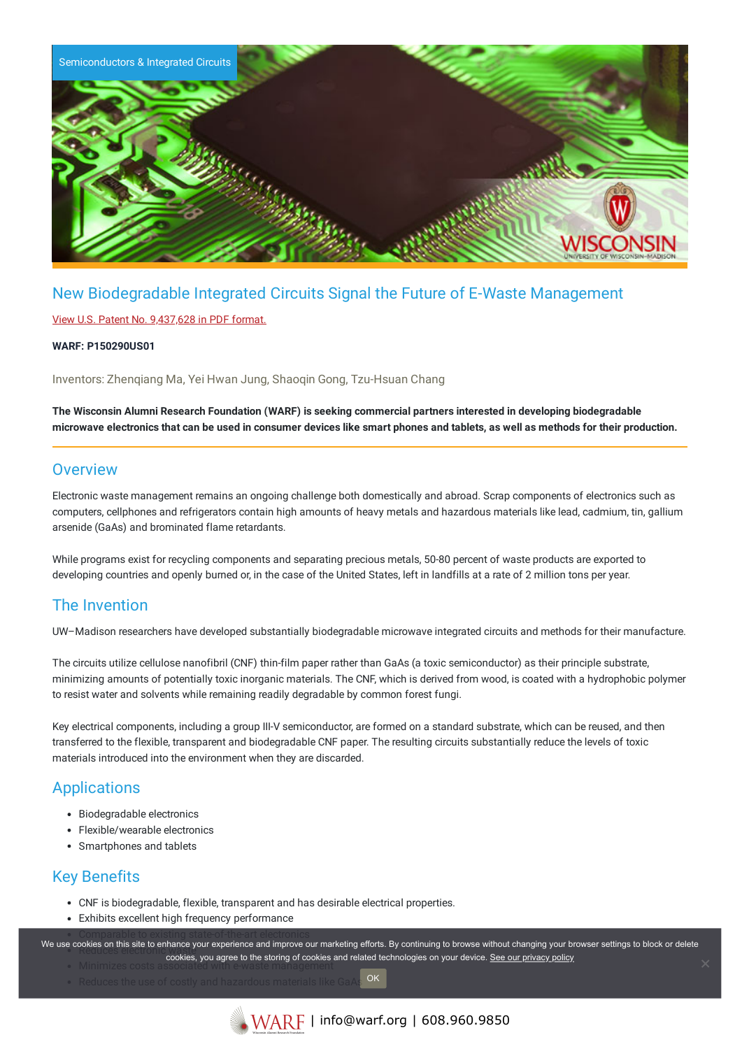Semiconductors & Integrated Circuits

# New Biodegradable Integrated Circuits Signal the Future of E-Waste Management

View U.S. Patent No. 9,437,628 in PDF format.

**WARF: P150290US01**

Inventors: Zhenqiang Ma, Yei Hwan Jung, Shaoqin Gong, Tzu-Hsuan Chang

**The Wisconsin Alumni Research Foundation (WARF) is seeking commercial partners interested in developing biodegradable microwave electronics that can be used in consumer devices like smart phones and tablets, as well as methods for their production.**

## Overview

Electronic waste management remains an ongoing challenge both domestically and abroad. Scrap components of electronics such as computers, cellphones and refrigerators contain high amounts of heavy metals and hazardous materials like lead, cadmium, tin, gallium arsenide (GaAs) and brominated flame retardants.

While programs exist for recycling components and separating precious metals, 50-80 percent of waste products are exported to developing countries and openly burned or, in the case of the United States, left in landfills at a rate of 2 million tons per year.

## The Invention

UW–Madison researchers have developed substantially biodegradable microwave integrated circuits and methods for their manufacture.

The circuits utilize cellulose nanofibril (CNF) thin-film paper rather than GaAs (a toxic semiconductor) as their principle substrate, minimizing amounts of potentially toxic inorganic materials. The CNF, which is derived from wood, is coated with a hydrophobic polymer to resist water and solvents while remaining readily degradable by common forest fungi.

Key electrical components, including a group III-V semiconductor, are formed on a standard substrate, which can be reused, and then transferred to the flexible, transparent and biodegradable CNF paper. The resulting circuits substantially reduce the levels of toxic materials introduced into the environment when they are discarded.

## Applications

- Biodegradable electronics
- Flexible/wearable electronics
- Smartphones and tablets

## Key Benefits

- CNF is biodegradable, flexible, transparent and has desirable electrical properties.
- Exhibits excellent high frequency performance
- Comparable to existing state-of-the-art electronics
- Reduces electronic waste
- Minimizes costs associated with e-waste management
- Reduces the use of costly and hazardous materials like GaAs

We use cookies on this site to enhance your experience and improve our marketing efforts. By continuing to browse without changing your browser settings to block or delete cookies, you agree to the storing of cookies and related technologies on your device. See our privacy policy

OK

WARF | info@warf.org | 608.960.9850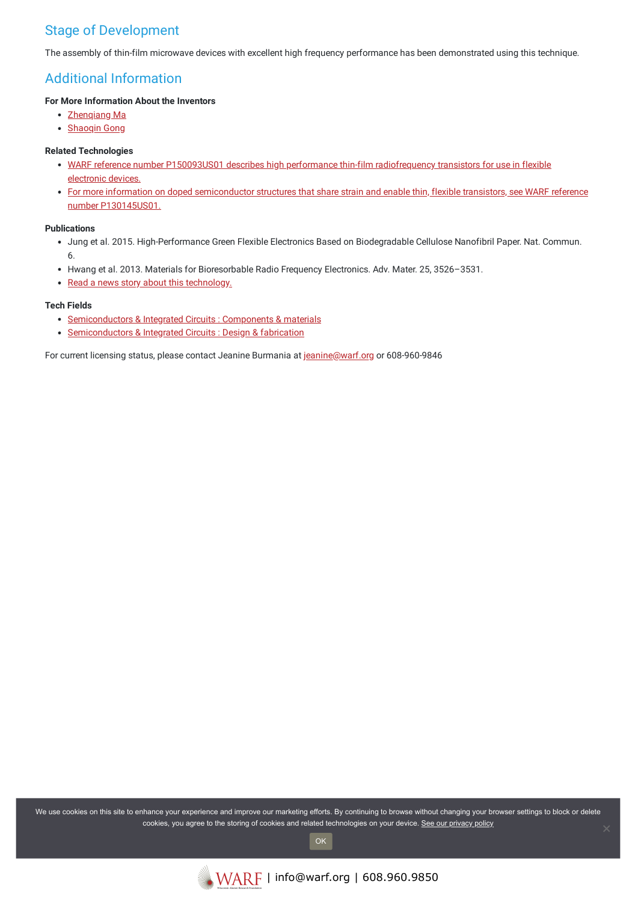## Stage of Development

The assembly of thin-film microwave devices with excellent high frequency performance has been demonstrated using this technique.

## Additional Information

**For More Information About the Inventors**

- Zhenqiang Ma
- Shaoqin Gong

**Related Technologies**

- WARF reference number P150093US01 describes high performance thin-film radiofrequency transistors for use in flexible electronic devices.
- For more information on doped semiconductor structures that share strain and enable thin, flexible transistors, see WARF reference number P130145US01.

**Publications**

- Jung et al. 2015. High-Performance Green Flexible Electronics Based on Biodegradable Cellulose Nanofibril Paper. Nat. Commun. 6.
- Hwang et al. 2013. Materials for Bioresorbable Radio Frequency Electronics. Adv. Mater. 25, 3526–3531.
- Read a news story about this technology.

**Tech Fields**

- Semiconductors & Integrated Circuits : Components & materials
- Semiconductors & Integrated Circuits : Design & fabrication

For current licensing status, please contact Jeanine Burmania at jeanine@warf.org or 608-960-9846